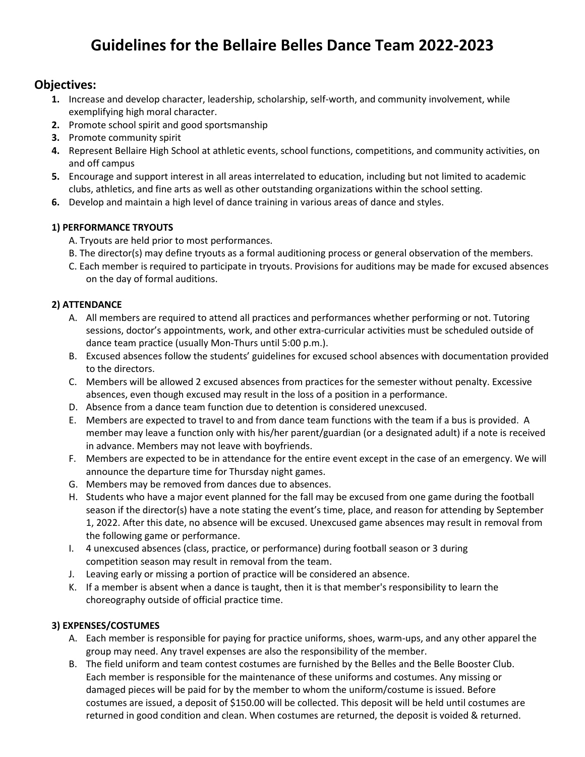# Guidelines for the Bellaire Belles Dance Team 2022-2023

## Objectives:

1. Increase and develop character, leadership, scholarship, self-worth, and community involvement, while exemplifying high moral character.
2. Promote school spirit and good sportsmanship
3. Promote community spirit
4. Represent Bellaire High School at athletic events, school functions, competitions, and community activities, on and off campus
5. Encourage and support interest in all areas interrelated to education, including but not limited to academic clubs, athletics, and fine arts as well as other outstanding organizations within the school setting.
6. Develop and maintain a high level of dance training in various areas of dance and styles.

### 1) PERFORMANCE TRYOUTS

A. Tryouts are held prior to most performances.

B. The director(s) may define tryouts as a formal auditioning process or general observation of the members.

C. Each member is required to participate in tryouts. Provisions for auditions may be made for excused absences on the day of formal auditions.

### 2) ATTENDANCE

A. All members are required to attend all practices and performances whether performing or not. Tutoring sessions, doctor's appointments, work, and other extra-curricular activities must be scheduled outside of dance team practice (usually Mon-Thurs until 5:00 p.m.).

B. Excused absences follow the students' guidelines for excused school absences with documentation provided to the directors.

C. Members will be allowed 2 excused absences from practices for the semester without penalty. Excessive absences, even though excused may result in the loss of a position in a performance.

D. Absence from a dance team function due to detention is considered unexcused.

E. Members are expected to travel to and from dance team functions with the team if a bus is provided. A member may leave a function only with his/her parent/guardian (or a designated adult) if a note is received in advance. Members may not leave with boyfriends.

F. Members are expected to be in attendance for the entire event except in the case of an emergency. We will announce the departure time for Thursday night games.

G. Members may be removed from dances due to absences.

H. Students who have a major event planned for the fall may be excused from one game during the football season if the director(s) have a note stating the event's time, place, and reason for attending by September 1, 2022. After this date, no absence will be excused. Unexcused game absences may result in removal from the following game or performance.

I. 4 unexcused absences (class, practice, or performance) during football season or 3 during competition season may result in removal from the team.

J. Leaving early or missing a portion of practice will be considered an absence.

K. If a member is absent when a dance is taught, then it is that member's responsibility to learn the choreography outside of official practice time.

### 3) EXPENSES/COSTUMES

A. Each member is responsible for paying for practice uniforms, shoes, warm-ups, and any other apparel the group may need. Any travel expenses are also the responsibility of the member.

B. The field uniform and team contest costumes are furnished by the Belles and the Belle Booster Club. Each member is responsible for the maintenance of these uniforms and costumes. Any missing or damaged pieces will be paid for by the member to whom the uniform/costume is issued. Before costumes are issued, a deposit of $150.00 will be collected. This deposit will be held until costumes are returned in good condition and clean. When costumes are returned, the deposit is voided & returned.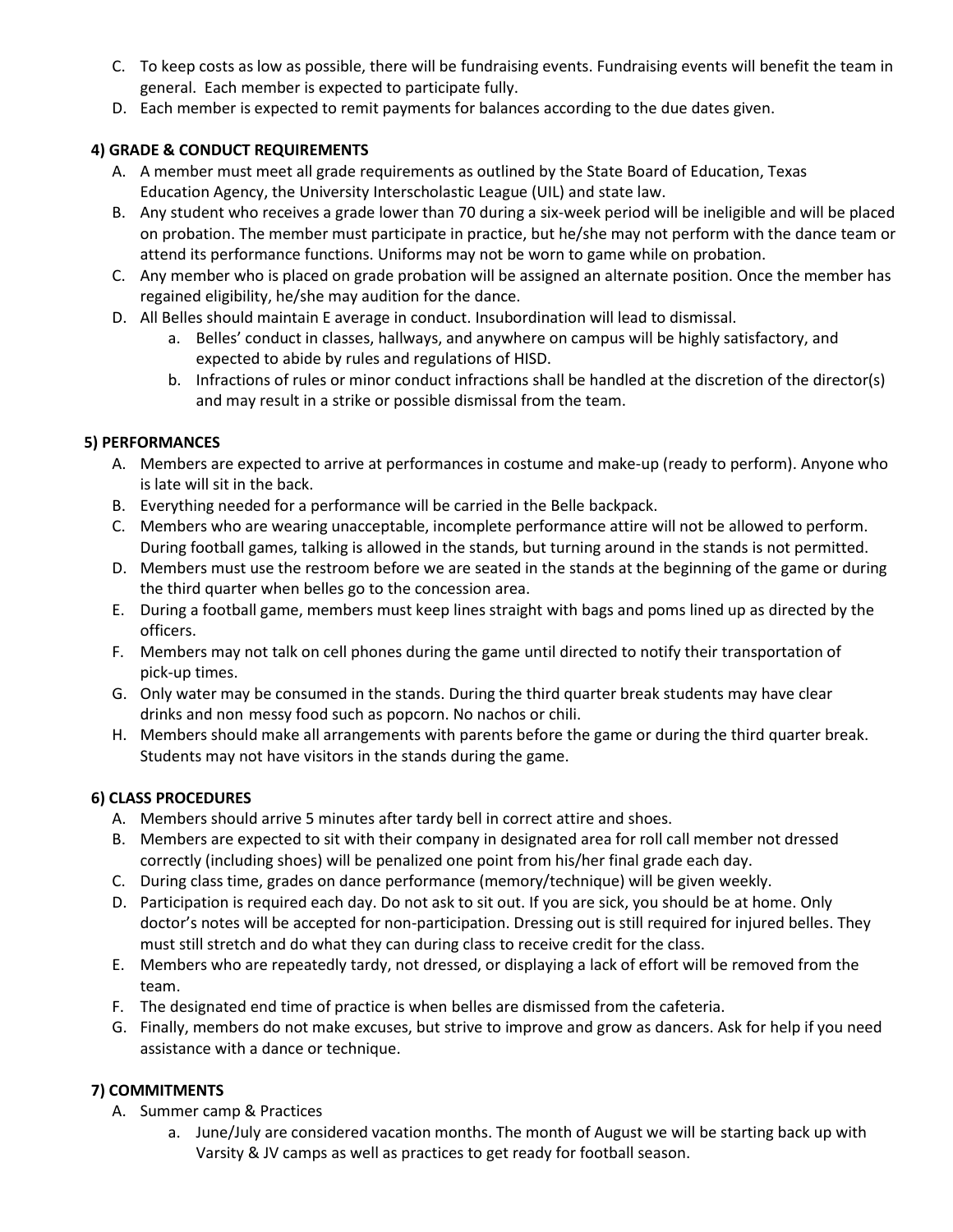C. To keep costs as low as possible, there will be fundraising events. Fundraising events will benefit the team in general. Each member is expected to participate fully.

D. Each member is expected to remit payments for balances according to the due dates given.

**4) GRADE & CONDUCT REQUIREMENTS**

A. A member must meet all grade requirements as outlined by the State Board of Education, Texas Education Agency, the University Interscholastic League (UIL) and state law.

B. Any student who receives a grade lower than 70 during a six-week period will be ineligible and will be placed on probation. The member must participate in practice, but he/she may not perform with the dance team or attend its performance functions. Uniforms may not be worn to game while on probation.

C. Any member who is placed on grade probation will be assigned an alternate position. Once the member has regained eligibility, he/she may audition for the dance.

D. All Belles should maintain E average in conduct. Insubordination will lead to dismissal.

   a. Belles' conduct in classes, hallways, and anywhere on campus will be highly satisfactory, and expected to abide by rules and regulations of HISD.

   b. Infractions of rules or minor conduct infractions shall be handled at the discretion of the director(s) and may result in a strike or possible dismissal from the team.

**5) PERFORMANCES**

A. Members are expected to arrive at performances in costume and make-up (ready to perform). Anyone who is late will sit in the back.

B. Everything needed for a performance will be carried in the Belle backpack.

C. Members who are wearing unacceptable, incomplete performance attire will not be allowed to perform. During football games, talking is allowed in the stands, but turning around in the stands is not permitted.

D. Members must use the restroom before we are seated in the stands at the beginning of the game or during the third quarter when belles go to the concession area.

E. During a football game, members must keep lines straight with bags and poms lined up as directed by the officers.

F. Members may not talk on cell phones during the game until directed to notify their transportation of pick-up times.

G. Only water may be consumed in the stands. During the third quarter break students may have clear drinks and non messy food such as popcorn. No nachos or chili.

H. Members should make all arrangements with parents before the game or during the third quarter break. Students may not have visitors in the stands during the game.

**6) CLASS PROCEDURES**

A. Members should arrive 5 minutes after tardy bell in correct attire and shoes.

B. Members are expected to sit with their company in designated area for roll call member not dressed correctly (including shoes) will be penalized one point from his/her final grade each day.

C. During class time, grades on dance performance (memory/technique) will be given weekly.

D. Participation is required each day. Do not ask to sit out. If you are sick, you should be at home. Only doctor's notes will be accepted for non-participation. Dressing out is still required for injured belles. They must still stretch and do what they can during class to receive credit for the class.

E. Members who are repeatedly tardy, not dressed, or displaying a lack of effort will be removed from the team.

F. The designated end time of practice is when belles are dismissed from the cafeteria.

G. Finally, members do not make excuses, but strive to improve and grow as dancers. Ask for help if you need assistance with a dance or technique.

**7) COMMITMENTS**

A. Summer camp & Practices

   a. June/July are considered vacation months. The month of August we will be starting back up with Varsity & JV camps as well as practices to get ready for football season.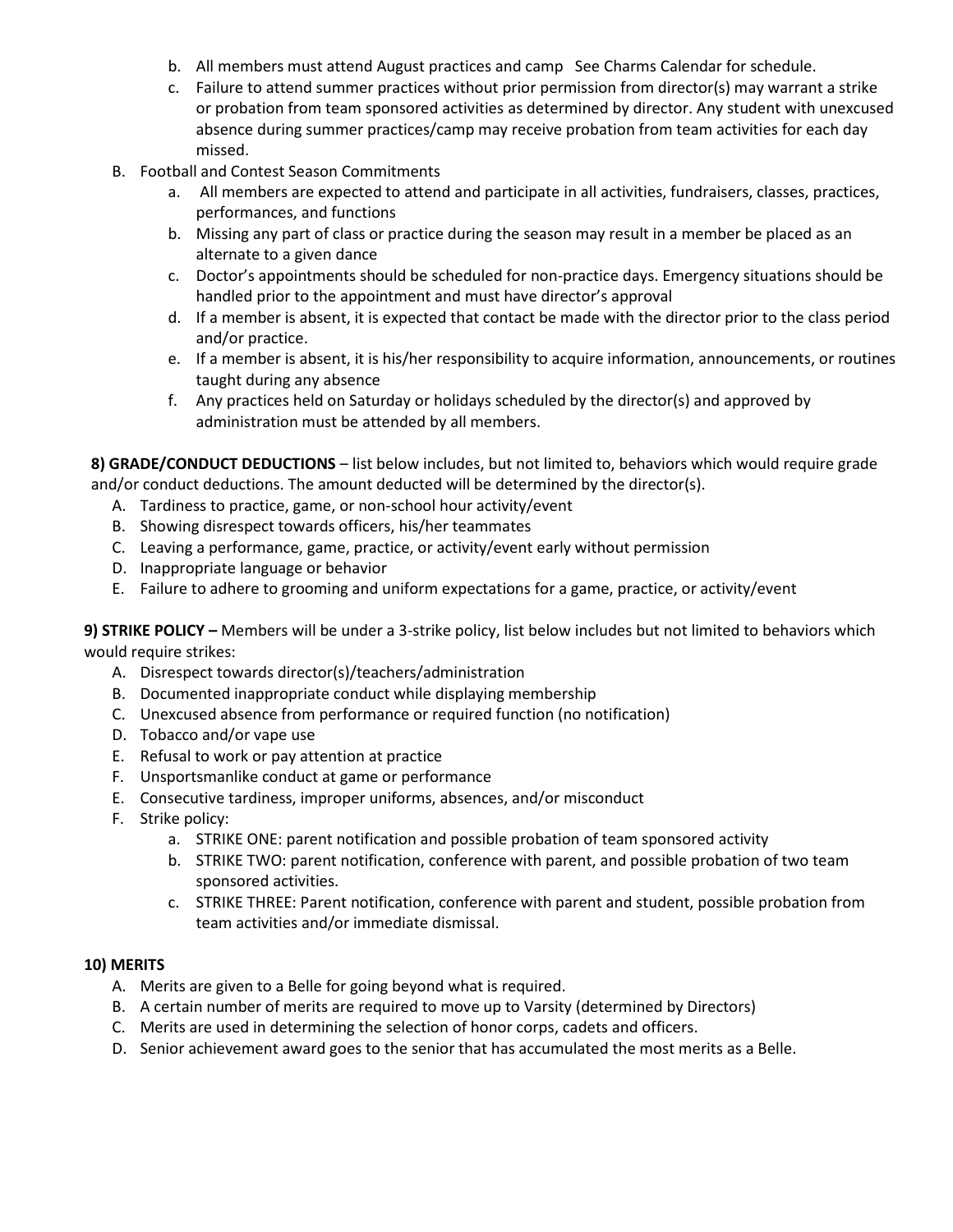b. All members must attend August practices and camp See Charms Calendar for schedule.
c. Failure to attend summer practices without prior permission from director(s) may warrant a strike or probation from team sponsored activities as determined by director. Any student with unexcused absence during summer practices/camp may receive probation from team activities for each day missed.

B. Football and Contest Season Commitments
   a. All members are expected to attend and participate in all activities, fundraisers, classes, practices, performances, and functions
   b. Missing any part of class or practice during the season may result in a member be placed as an alternate to a given dance
   c. Doctor's appointments should be scheduled for non-practice days. Emergency situations should be handled prior to the appointment and must have director's approval
   d. If a member is absent, it is expected that contact be made with the director prior to the class period and/or practice.
   e. If a member is absent, it is his/her responsibility to acquire information, announcements, or routines taught during any absence
   f. Any practices held on Saturday or holidays scheduled by the director(s) and approved by administration must be attended by all members.

**8) GRADE/CONDUCT DEDUCTIONS** – list below includes, but not limited to, behaviors which would require grade and/or conduct deductions. The amount deducted will be determined by the director(s).

A. Tardiness to practice, game, or non-school hour activity/event
B. Showing disrespect towards officers, his/her teammates
C. Leaving a performance, game, practice, or activity/event early without permission
D. Inappropriate language or behavior
E. Failure to adhere to grooming and uniform expectations for a game, practice, or activity/event

**9) STRIKE POLICY –** Members will be under a 3-strike policy, list below includes but not limited to behaviors which would require strikes:

A. Disrespect towards director(s)/teachers/administration
B. Documented inappropriate conduct while displaying membership
C. Unexcused absence from performance or required function (no notification)
D. Tobacco and/or vape use
E. Refusal to work or pay attention at practice
F. Unsportsmanlike conduct at game or performance
E. Consecutive tardiness, improper uniforms, absences, and/or misconduct
F. Strike policy:
   a. STRIKE ONE: parent notification and possible probation of team sponsored activity
   b. STRIKE TWO: parent notification, conference with parent, and possible probation of two team sponsored activities.
   c. STRIKE THREE: Parent notification, conference with parent and student, possible probation from team activities and/or immediate dismissal.

**10) MERITS**

A. Merits are given to a Belle for going beyond what is required.
B. A certain number of merits are required to move up to Varsity (determined by Directors)
C. Merits are used in determining the selection of honor corps, cadets and officers.
D. Senior achievement award goes to the senior that has accumulated the most merits as a Belle.